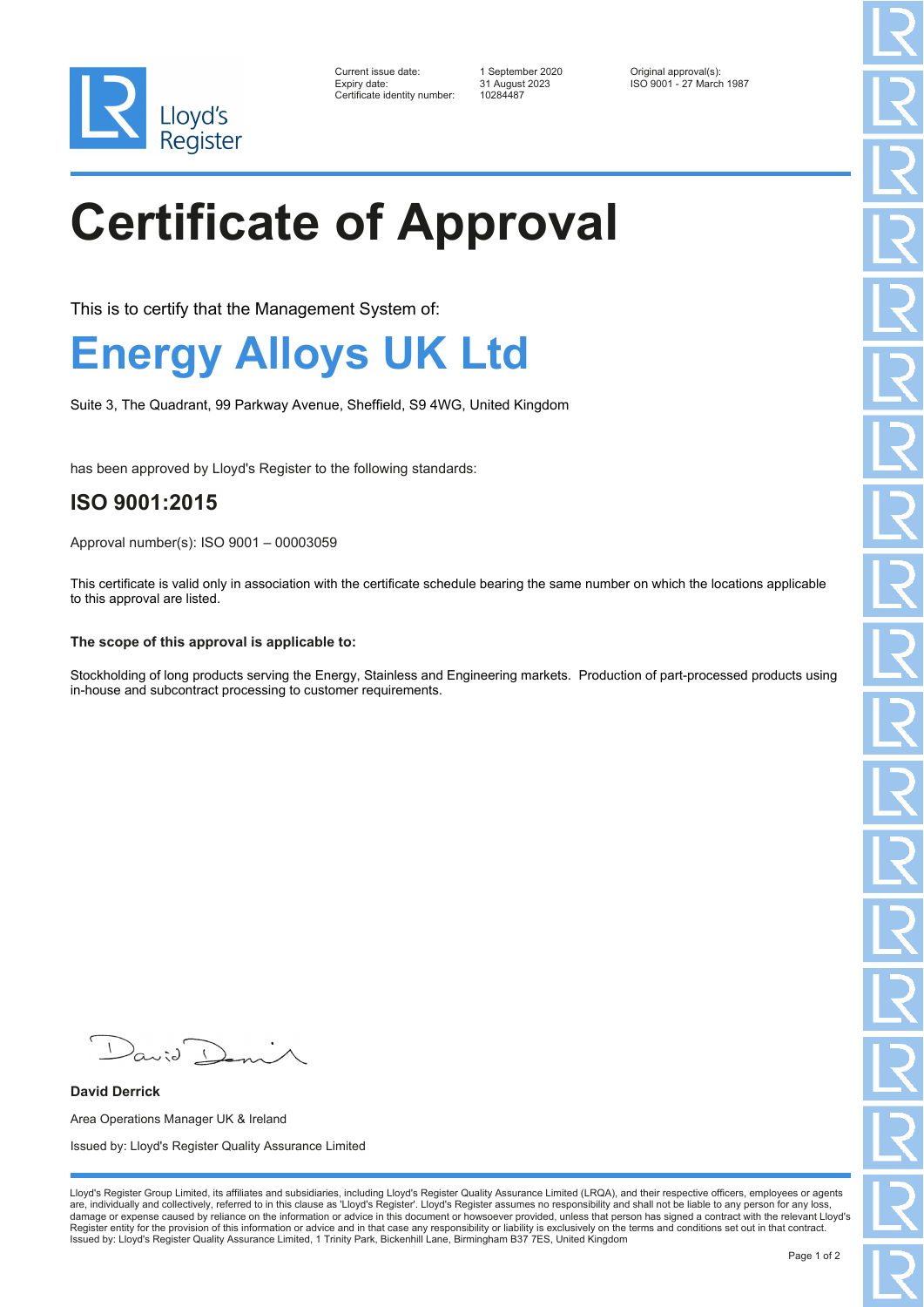Lloyd's Register

Current issue date: 1 September 2020
Expiry date: 31 August 2023
Certificate identity number: 10284487

Original approval(s):
ISO 9001 - 27 March 1987

# Certificate of Approval

This is to certify that the Management System of:

## Energy Alloys UK Ltd

Suite 3, The Quadrant, 99 Parkway Avenue, Sheffield, S9 4WG, United Kingdom

has been approved by Lloyd's Register to the following standards:

## ISO 9001:2015

Approval number(s): ISO 9001 – 00003059

This certificate is valid only in association with the certificate schedule bearing the same number on which the locations applicable to this approval are listed.

**The scope of this approval is applicable to:**

Stockholding of long products serving the Energy, Stainless and Engineering markets. Production of part-processed products using in-house and subcontract processing to customer requirements.

**David Derrick**

Area Operations Manager UK & Ireland

Issued by: Lloyd's Register Quality Assurance Limited

Lloyd's Register Group Limited, its affiliates and subsidiaries, including Lloyd's Register Quality Assurance Limited (LRQA), and their respective officers, employees or agents are, individually and collectively, referred to in this clause as 'Lloyd's Register'. Lloyd's Register assumes no responsibility and shall not be liable to any person for any loss, damage or expense caused by reliance on the information or advice in this document or howsoever provided, unless that person has signed a contract with the relevant Lloyd's Register entity for the provision of this information or advice and in that case any responsibility or liability is exclusively on the terms and conditions set out in that contract.
Issued by: Lloyd's Register Quality Assurance Limited, 1 Trinity Park, Bickenhill Lane, Birmingham B37 7ES, United Kingdom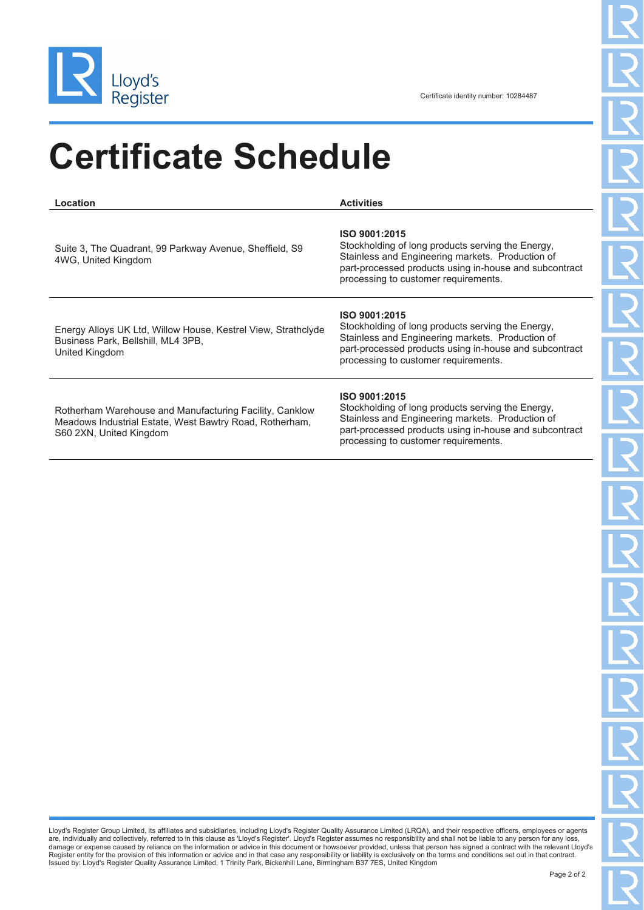Lloyd's Register

Certificate identity number: 10284487

# Certificate Schedule

| Location | Activities |
| --- | --- |
| Suite 3, The Quadrant, 99 Parkway Avenue, Sheffield, S9 4WG, United Kingdom | **ISO 9001:2015** Stockholding of long products serving the Energy, Stainless and Engineering markets. Production of part-processed products using in-house and subcontract processing to customer requirements. |
| Energy Alloys UK Ltd, Willow House, Kestrel View, Strathclyde Business Park, Bellshill, ML4 3PB, United Kingdom | **ISO 9001:2015** Stockholding of long products serving the Energy, Stainless and Engineering markets. Production of part-processed products using in-house and subcontract processing to customer requirements. |
| Rotherham Warehouse and Manufacturing Facility, Canklow Meadows Industrial Estate, West Bawtry Road, Rotherham, S60 2XN, United Kingdom | **ISO 9001:2015** Stockholding of long products serving the Energy, Stainless and Engineering markets. Production of part-processed products using in-house and subcontract processing to customer requirements. |

Lloyd's Register Group Limited, its affiliates and subsidiaries, including Lloyd's Register Quality Assurance Limited (LRQA), and their respective officers, employees or agents are, individually and collectively, referred to in this clause as 'Lloyd's Register'. Lloyd's Register assumes no responsibility and shall not be liable to any person for any loss, damage or expense caused by reliance on the information or advice in this document or howsoever provided, unless that person has signed a contract with the relevant Lloyd's Register entity for the provision of this information or advice and in that case any responsibility or liability is exclusively on the terms and conditions set out in that contract.
Issued by: Lloyd's Register Quality Assurance Limited, 1 Trinity Park, Bickenhill Lane, Birmingham B37 7ES, United Kingdom